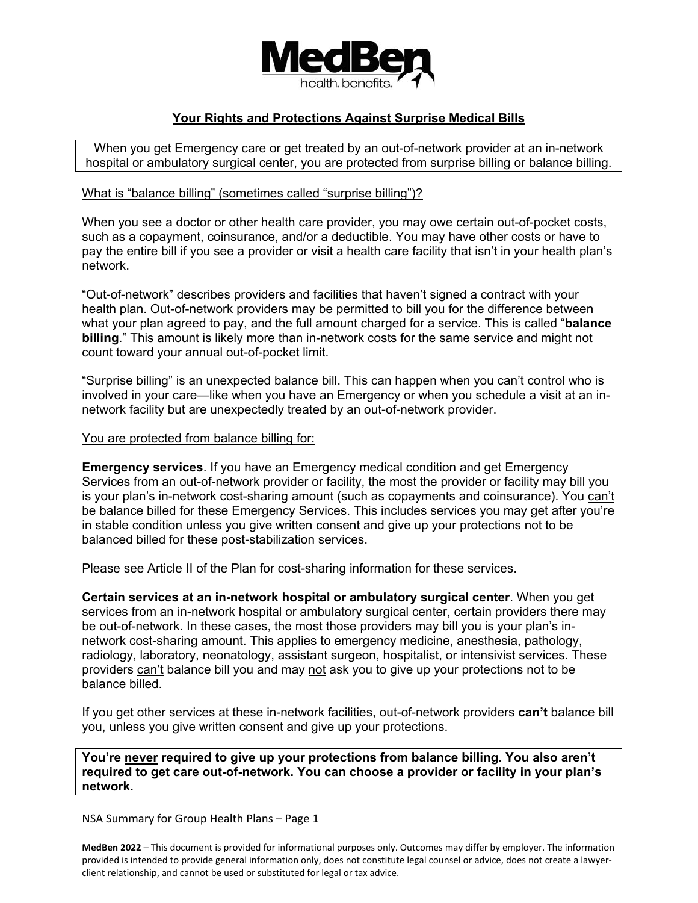# MedBen

health. benefits.

## Your Rights and Protections Against Surprise Medical Bills

When you get Emergency care or get treated by an out-of-network provider at an in-network hospital or ambulatory surgical center, you are protected from surprise billing or balance billing.

### What is "balance billing" (sometimes called "surprise billing")?

When you see a doctor or other health care provider, you may owe certain out-of-pocket costs, such as a copayment, coinsurance, and/or a deductible. You may have other costs or have to pay the entire bill if you see a provider or visit a health care facility that isn't in your health plan's network.

"Out-of-network" describes providers and facilities that haven't signed a contract with your health plan. Out-of-network providers may be permitted to bill you for the difference between what your plan agreed to pay, and the full amount charged for a service. This is called "**balance billing**." This amount is likely more than in-network costs for the same service and might not count toward your annual out-of-pocket limit.

"Surprise billing" is an unexpected balance bill. This can happen when you can't control who is involved in your care—like when you have an Emergency or when you schedule a visit at an in-network facility but are unexpectedly treated by an out-of-network provider.

### You are protected from balance billing for:

**Emergency services**. If you have an Emergency medical condition and get Emergency Services from an out-of-network provider or facility, the most the provider or facility may bill you is your plan's in-network cost-sharing amount (such as copayments and coinsurance). You can't be balance billed for these Emergency Services. This includes services you may get after you're in stable condition unless you give written consent and give up your protections not to be balanced billed for these post-stabilization services.

Please see Article II of the Plan for cost-sharing information for these services.

**Certain services at an in-network hospital or ambulatory surgical center**. When you get services from an in-network hospital or ambulatory surgical center, certain providers there may be out-of-network. In these cases, the most those providers may bill you is your plan's in-network cost-sharing amount. This applies to emergency medicine, anesthesia, pathology, radiology, laboratory, neonatology, assistant surgeon, hospitalist, or intensivist services. These providers can't balance bill you and may not ask you to give up your protections not to be balance billed.

If you get other services at these in-network facilities, out-of-network providers **can't** balance bill you, unless you give written consent and give up your protections.

**You're never required to give up your protections from balance billing. You also aren't required to get care out-of-network. You can choose a provider or facility in your plan's network.**

NSA Summary for Group Health Plans – Page 1

**MedBen 2022** – This document is provided for informational purposes only. Outcomes may differ by employer. The information provided is intended to provide general information only, does not constitute legal counsel or advice, does not create a lawyer-client relationship, and cannot be used or substituted for legal or tax advice.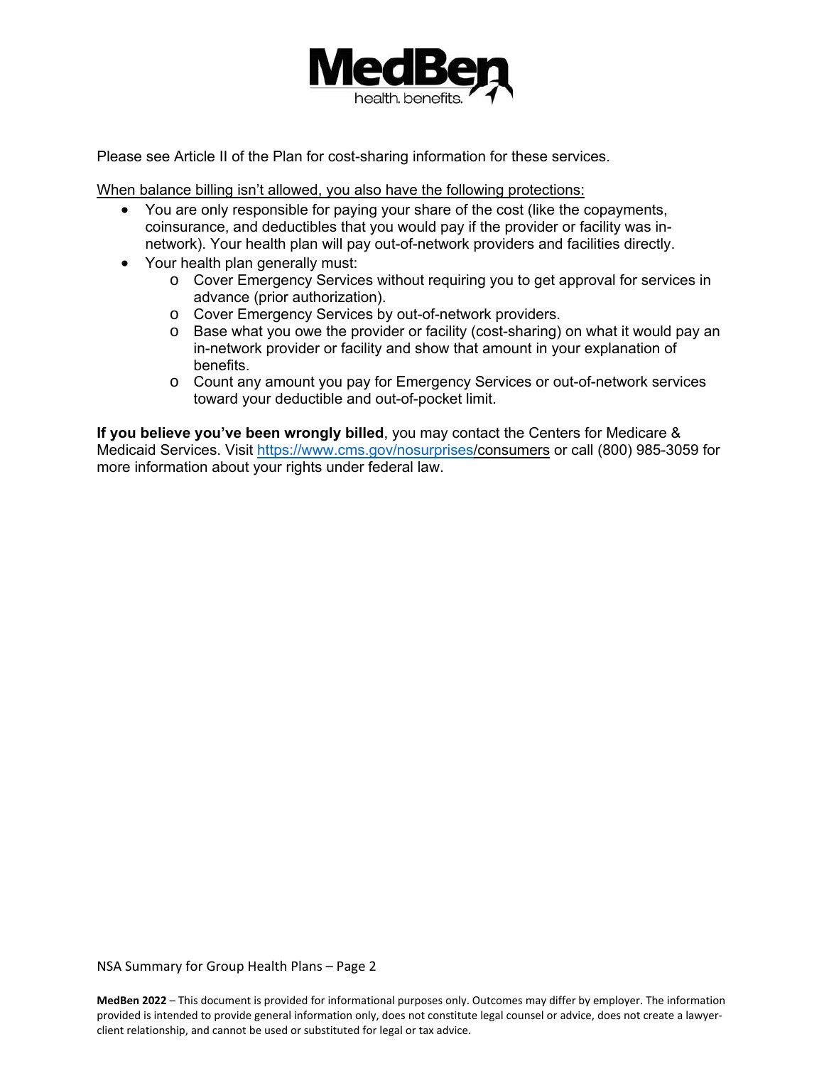Please see Article II of the Plan for cost-sharing information for these services.

When balance billing isn't allowed, you also have the following protections:

- You are only responsible for paying your share of the cost (like the copayments, coinsurance, and deductibles that you would pay if the provider or facility was in-network). Your health plan will pay out-of-network providers and facilities directly.
- Your health plan generally must:
  - Cover Emergency Services without requiring you to get approval for services in advance (prior authorization).
  - Cover Emergency Services by out-of-network providers.
  - Base what you owe the provider or facility (cost-sharing) on what it would pay an in-network provider or facility and show that amount in your explanation of benefits.
  - Count any amount you pay for Emergency Services or out-of-network services toward your deductible and out-of-pocket limit.

**If you believe you've been wrongly billed**, you may contact the Centers for Medicare & Medicaid Services. Visit https://www.cms.gov/nosurprises/consumers or call (800) 985-3059 for more information about your rights under federal law.

**MedBen 2022** – This document is provided for informational purposes only. Outcomes may differ by employer. The information provided is intended to provide general information only, does not constitute legal counsel or advice, does not create a lawyer-client relationship, and cannot be used or substituted for legal or tax advice.